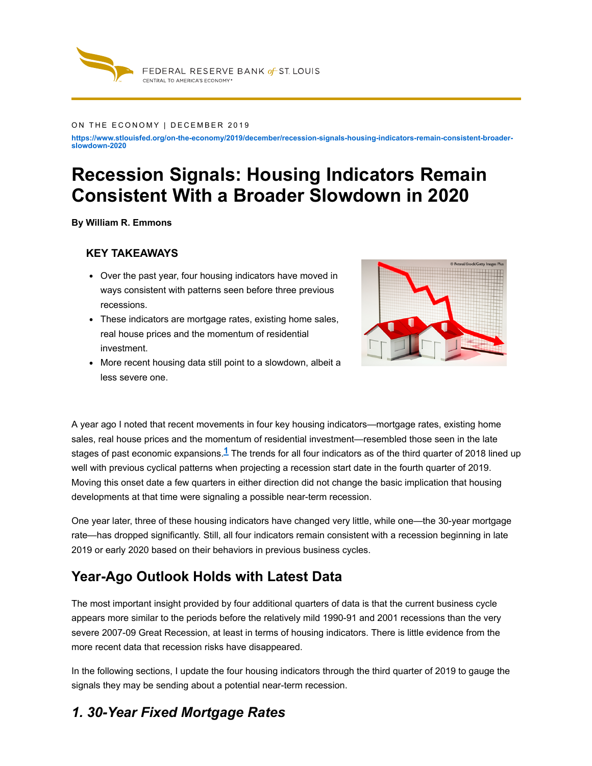ON THE ECONOMY | DECEMBER 2019

https://www.stlouisfed.org/on-the-economy/2019/december/recession-signals-housing-indicators-remain-consistent-broader-slowdown-2020

# Recession Signals: Housing Indicators Remain Consistent With a Broader Slowdown in 2020

**By William R. Emmons**

### KEY TAKEAWAYS

- Over the past year, four housing indicators have moved in ways consistent with patterns seen before three previous recessions.
- These indicators are mortgage rates, existing home sales, real house prices and the momentum of residential investment.
- More recent housing data still point to a slowdown, albeit a less severe one.

A year ago I noted that recent movements in four key housing indicators—mortgage rates, existing home sales, real house prices and the momentum of residential investment—resembled those seen in the late stages of past economic expansions.[1] The trends for all four indicators as of the third quarter of 2018 lined up well with previous cyclical patterns when projecting a recession start date in the fourth quarter of 2019. Moving this onset date a few quarters in either direction did not change the basic implication that housing developments at that time were signaling a possible near-term recession.

One year later, three of these housing indicators have changed very little, while one—the 30-year mortgage rate—has dropped significantly. Still, all four indicators remain consistent with a recession beginning in late 2019 or early 2020 based on their behaviors in previous business cycles.

## Year-Ago Outlook Holds with Latest Data

The most important insight provided by four additional quarters of data is that the current business cycle appears more similar to the periods before the relatively mild 1990-91 and 2001 recessions than the very severe 2007-09 Great Recession, at least in terms of housing indicators. There is little evidence from the more recent data that recession risks have disappeared.

In the following sections, I update the four housing indicators through the third quarter of 2019 to gauge the signals they may be sending about a potential near-term recession.

## *1. 30-Year Fixed Mortgage Rates*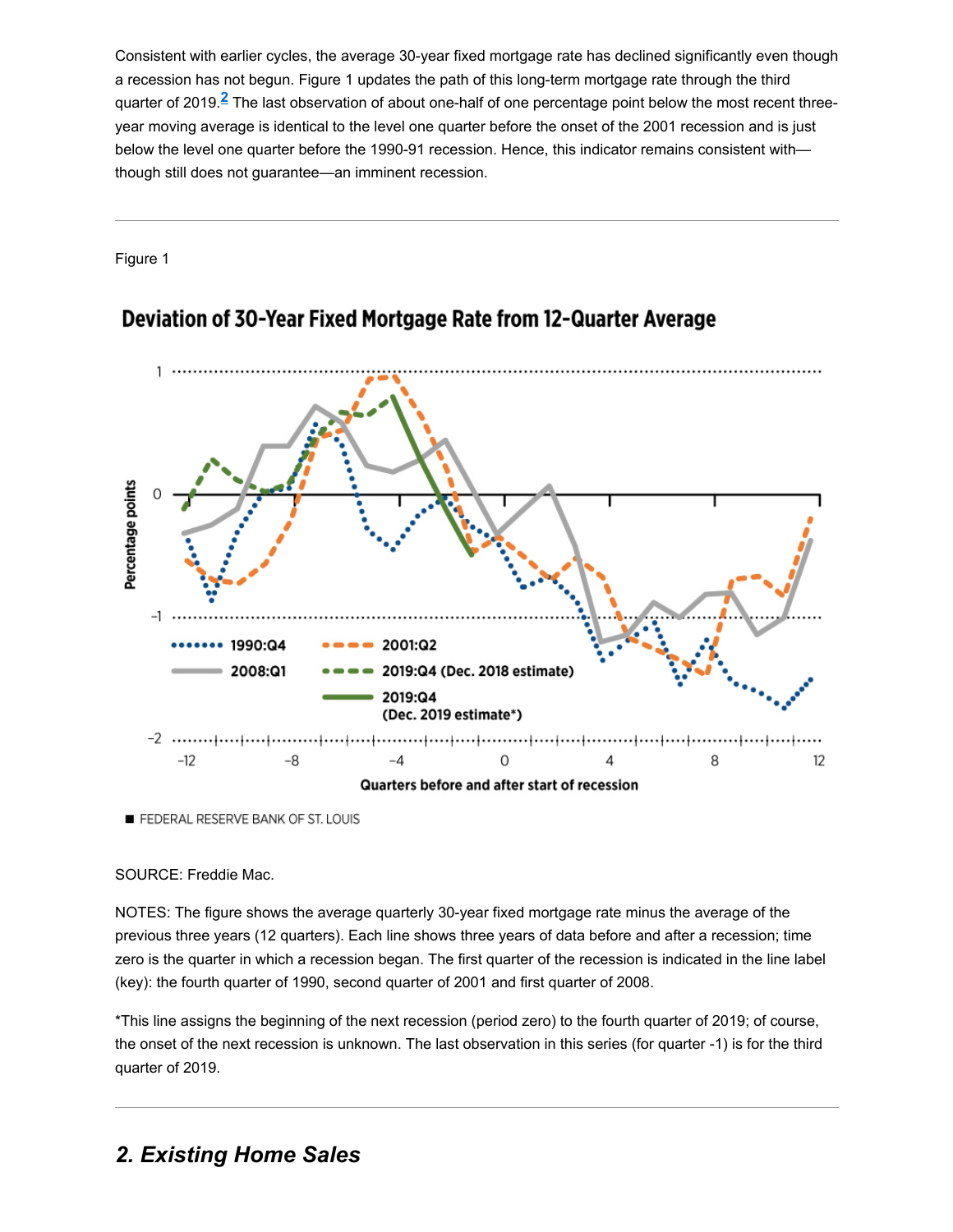Consistent with earlier cycles, the average 30-year fixed mortgage rate has declined significantly even though a recession has not begun. Figure 1 updates the path of this long-term mortgage rate through the third quarter of 2019.[2] The last observation of about one-half of one percentage point below the most recent three-year moving average is identical to the level one quarter before the onset of the 2001 recession and is just below the level one quarter before the 1990-91 recession. Hence, this indicator remains consistent with—though still does not guarantee—an imminent recession.

Figure 1

**Deviation of 30-Year Fixed Mortgage Rate from 12-Quarter Average**

FEDERAL RESERVE BANK OF ST. LOUIS

SOURCE: Freddie Mac.

NOTES: The figure shows the average quarterly 30-year fixed mortgage rate minus the average of the previous three years (12 quarters). Each line shows three years of data before and after a recession; time zero is the quarter in which a recession began. The first quarter of the recession is indicated in the line label (key): the fourth quarter of 1990, second quarter of 2001 and first quarter of 2008.

*This line assigns the beginning of the next recession (period zero) to the fourth quarter of 2019; of course, the onset of the next recession is unknown. The last observation in this series (for quarter -1) is for the third quarter of 2019.

## *2. Existing Home Sales*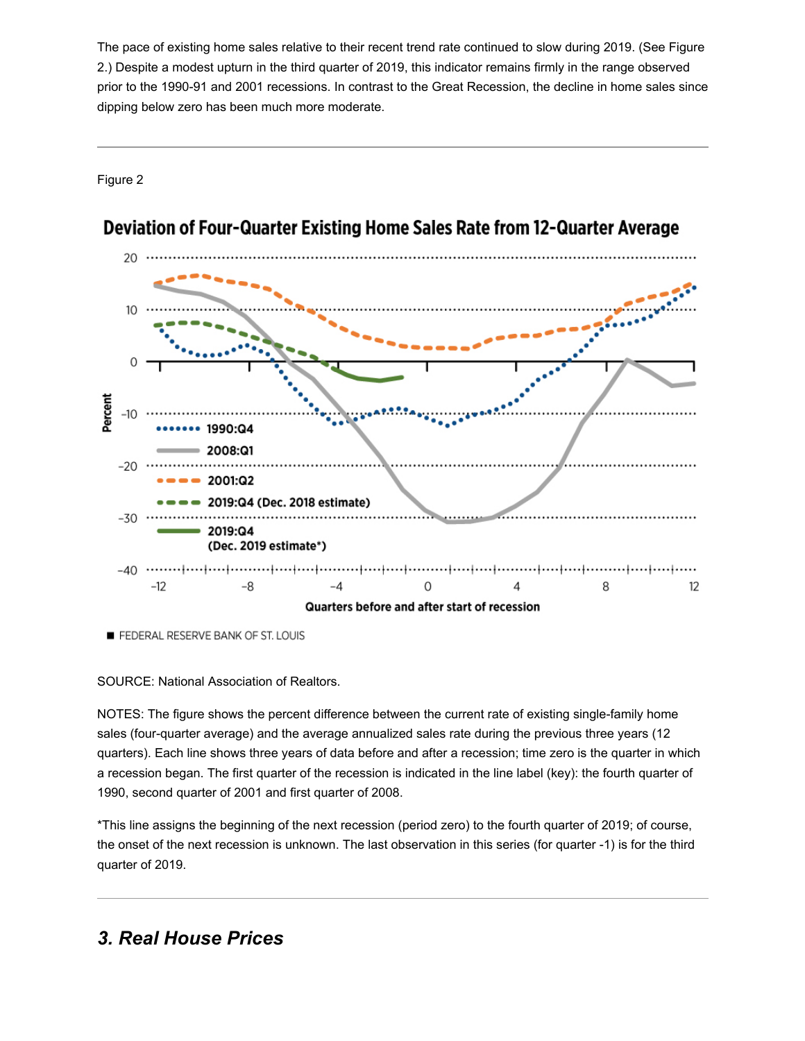The pace of existing home sales relative to their recent trend rate continued to slow during 2019. (See Figure 2.) Despite a modest upturn in the third quarter of 2019, this indicator remains firmly in the range observed prior to the 1990-91 and 2001 recessions. In contrast to the Great Recession, the decline in home sales since dipping below zero has been much more moderate.

Figure 2

**Deviation of Four-Quarter Existing Home Sales Rate from 12-Quarter Average**

SOURCE: National Association of Realtors.

NOTES: The figure shows the percent difference between the current rate of existing single-family home sales (four-quarter average) and the average annualized sales rate during the previous three years (12 quarters). Each line shows three years of data before and after a recession; time zero is the quarter in which a recession began. The first quarter of the recession is indicated in the line label (key): the fourth quarter of 1990, second quarter of 2001 and first quarter of 2008.

*This line assigns the beginning of the next recession (period zero) to the fourth quarter of 2019; of course, the onset of the next recession is unknown. The last observation in this series (for quarter -1) is for the third quarter of 2019.

## *3. Real House Prices*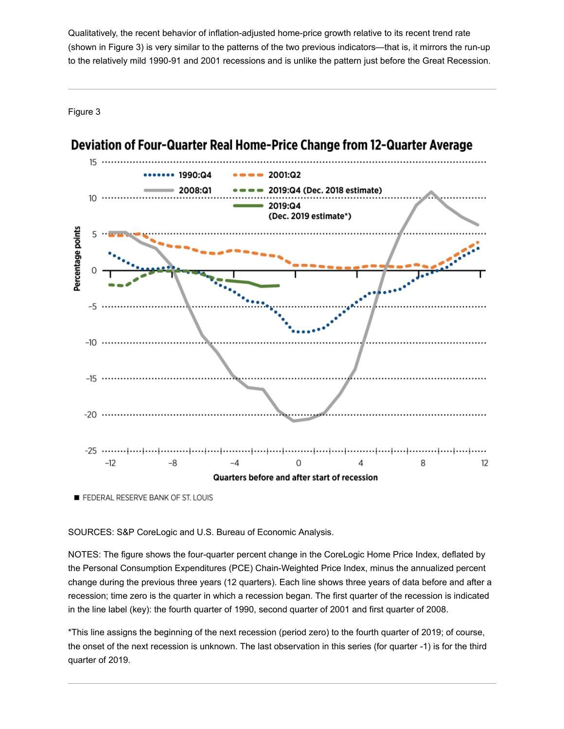Qualitatively, the recent behavior of inflation-adjusted home-price growth relative to its recent trend rate (shown in Figure 3) is very similar to the patterns of the two previous indicators—that is, it mirrors the run-up to the relatively mild 1990-91 and 2001 recessions and is unlike the pattern just before the Great Recession.

---

Figure 3

**Deviation of Four-Quarter Real Home-Price Change from 12-Quarter Average**

FEDERAL RESERVE BANK OF ST. LOUIS

SOURCES: S&P CoreLogic and U.S. Bureau of Economic Analysis.

NOTES: The figure shows the four-quarter percent change in the CoreLogic Home Price Index, deflated by the Personal Consumption Expenditures (PCE) Chain-Weighted Price Index, minus the annualized percent change during the previous three years (12 quarters). Each line shows three years of data before and after a recession; time zero is the quarter in which a recession began. The first quarter of the recession is indicated in the line label (key): the fourth quarter of 1990, second quarter of 2001 and first quarter of 2008.

*This line assigns the beginning of the next recession (period zero) to the fourth quarter of 2019; of course, the onset of the next recession is unknown. The last observation in this series (for quarter -1) is for the third quarter of 2019.

---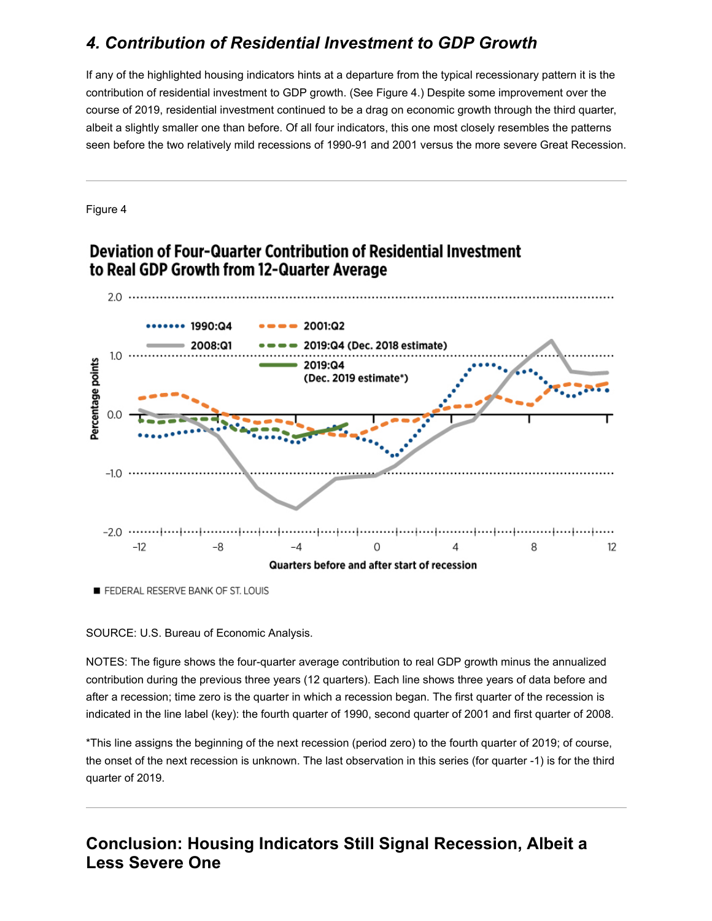## *4. Contribution of Residential Investment to GDP Growth*

If any of the highlighted housing indicators hints at a departure from the typical recessionary pattern it is the contribution of residential investment to GDP growth. (See Figure 4.) Despite some improvement over the course of 2019, residential investment continued to be a drag on economic growth through the third quarter, albeit a slightly smaller one than before. Of all four indicators, this one most closely resembles the patterns seen before the two relatively mild recessions of 1990-91 and 2001 versus the more severe Great Recession.

---

Figure 4

**Deviation of Four-Quarter Contribution of Residential Investment to Real GDP Growth from 12-Quarter Average**

■ FEDERAL RESERVE BANK OF ST. LOUIS

SOURCE: U.S. Bureau of Economic Analysis.

NOTES: The figure shows the four-quarter average contribution to real GDP growth minus the annualized contribution during the previous three years (12 quarters). Each line shows three years of data before and after a recession; time zero is the quarter in which a recession began. The first quarter of the recession is indicated in the line label (key): the fourth quarter of 1990, second quarter of 2001 and first quarter of 2008.

*This line assigns the beginning of the next recession (period zero) to the fourth quarter of 2019; of course, the onset of the next recession is unknown. The last observation in this series (for quarter -1) is for the third quarter of 2019.

---

## Conclusion: Housing Indicators Still Signal Recession, Albeit a Less Severe One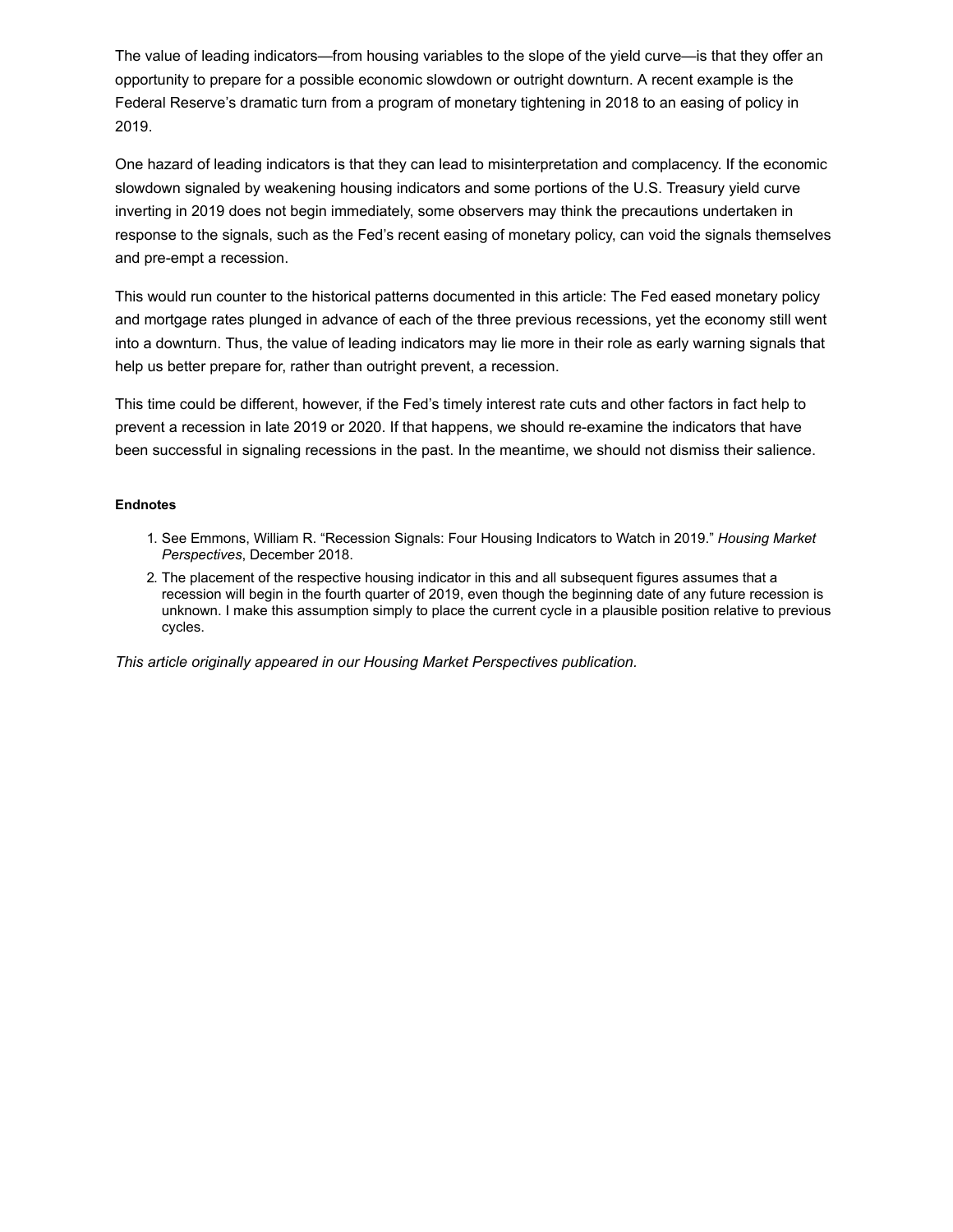The value of leading indicators—from housing variables to the slope of the yield curve—is that they offer an opportunity to prepare for a possible economic slowdown or outright downturn. A recent example is the Federal Reserve's dramatic turn from a program of monetary tightening in 2018 to an easing of policy in 2019.

One hazard of leading indicators is that they can lead to misinterpretation and complacency. If the economic slowdown signaled by weakening housing indicators and some portions of the U.S. Treasury yield curve inverting in 2019 does not begin immediately, some observers may think the precautions undertaken in response to the signals, such as the Fed's recent easing of monetary policy, can void the signals themselves and pre-empt a recession.

This would run counter to the historical patterns documented in this article: The Fed eased monetary policy and mortgage rates plunged in advance of each of the three previous recessions, yet the economy still went into a downturn. Thus, the value of leading indicators may lie more in their role as early warning signals that help us better prepare for, rather than outright prevent, a recession.

This time could be different, however, if the Fed's timely interest rate cuts and other factors in fact help to prevent a recession in late 2019 or 2020. If that happens, we should re-examine the indicators that have been successful in signaling recessions in the past. In the meantime, we should not dismiss their salience.

**Endnotes**

1. See Emmons, William R. "Recession Signals: Four Housing Indicators to Watch in 2019." *Housing Market Perspectives*, December 2018.
2. The placement of the respective housing indicator in this and all subsequent figures assumes that a recession will begin in the fourth quarter of 2019, even though the beginning date of any future recession is unknown. I make this assumption simply to place the current cycle in a plausible position relative to previous cycles.

*This article originally appeared in our Housing Market Perspectives publication.*